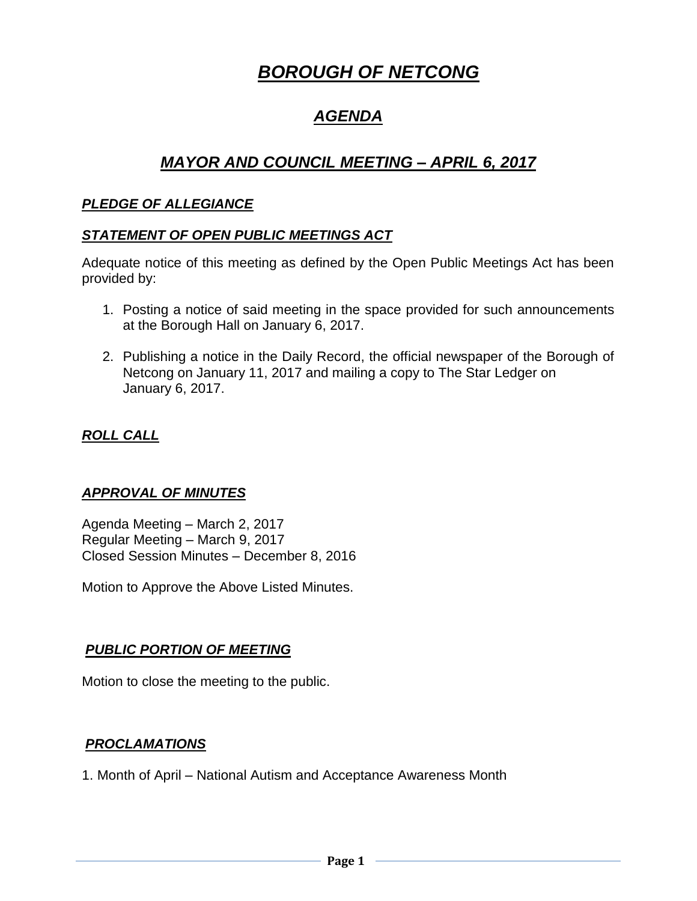# ***BOROUGH OF NETCONG***

## ***AGENDA***

## ***MAYOR AND COUNCIL MEETING – APRIL 6, 2017***

### ***PLEDGE OF ALLEGIANCE***

### ***STATEMENT OF OPEN PUBLIC MEETINGS ACT***

Adequate notice of this meeting as defined by the Open Public Meetings Act has been provided by:

1. Posting a notice of said meeting in the space provided for such announcements at the Borough Hall on January 6, 2017.

2. Publishing a notice in the Daily Record, the official newspaper of the Borough of Netcong on January 11, 2017 and mailing a copy to The Star Ledger on January 6, 2017.

### ***ROLL CALL***

### ***APPROVAL OF MINUTES***

Agenda Meeting – March 2, 2017
Regular Meeting – March 9, 2017
Closed Session Minutes – December 8, 2016

Motion to Approve the Above Listed Minutes.

### ***PUBLIC PORTION OF MEETING***

Motion to close the meeting to the public.

### ***PROCLAMATIONS***

1. Month of April – National Autism and Acceptance Awareness Month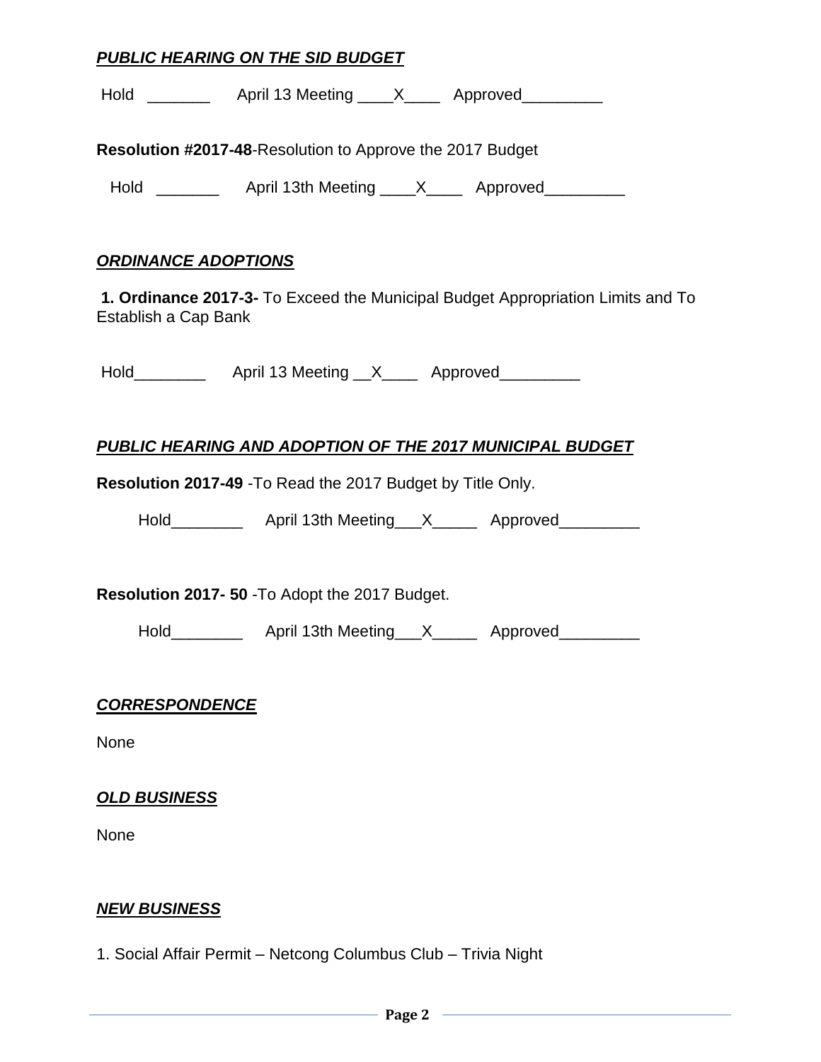***PUBLIC HEARING ON THE SID BUDGET***

Hold _______ April 13 Meeting ____X____ Approved_________

**Resolution #2017-48**-Resolution to Approve the 2017 Budget

Hold _______ April 13th Meeting ____X____ Approved_________

***ORDINANCE ADOPTIONS***

**1. Ordinance 2017-3-** To Exceed the Municipal Budget Appropriation Limits and To Establish a Cap Bank

Hold________ April 13 Meeting __X____ Approved_________

***PUBLIC HEARING AND ADOPTION OF THE 2017 MUNICIPAL BUDGET***

**Resolution 2017-49** -To Read the 2017 Budget by Title Only.

Hold________ April 13th Meeting___X_____ Approved_________

**Resolution 2017- 50** -To Adopt the 2017 Budget.

Hold________ April 13th Meeting___X_____ Approved_________

***CORRESPONDENCE***

None

***OLD BUSINESS***

None

***NEW BUSINESS***

1. Social Affair Permit – Netcong Columbus Club – Trivia Night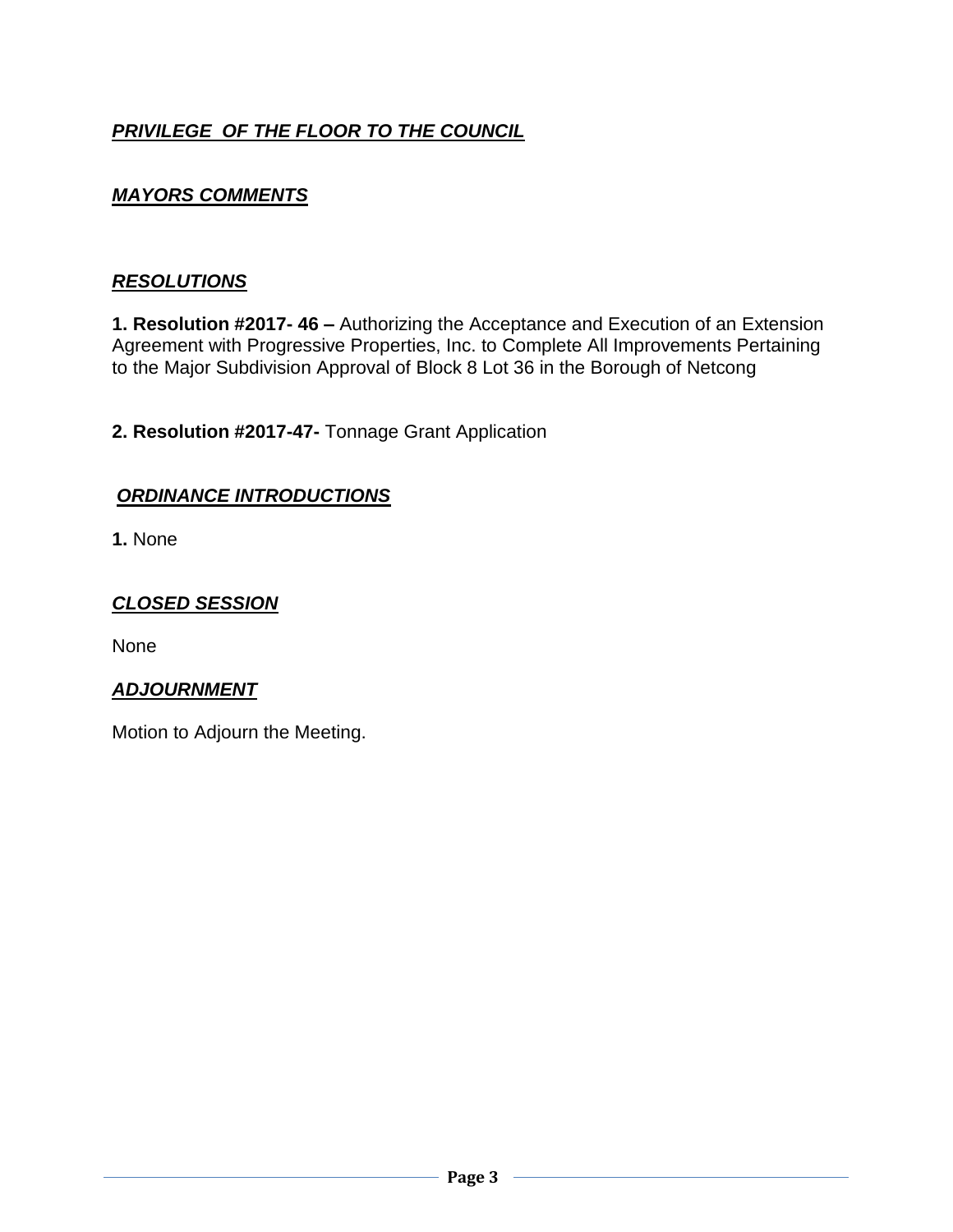## ***PRIVILEGE OF THE FLOOR TO THE COUNCIL***

## ***MAYORS COMMENTS***

## ***RESOLUTIONS***

**1. Resolution #2017- 46 –** Authorizing the Acceptance and Execution of an Extension Agreement with Progressive Properties, Inc. to Complete All Improvements Pertaining to the Major Subdivision Approval of Block 8 Lot 36 in the Borough of Netcong

**2. Resolution #2017-47-** Tonnage Grant Application

## ***ORDINANCE INTRODUCTIONS***

**1.** None

## ***CLOSED SESSION***

None

## ***ADJOURNMENT***

Motion to Adjourn the Meeting.